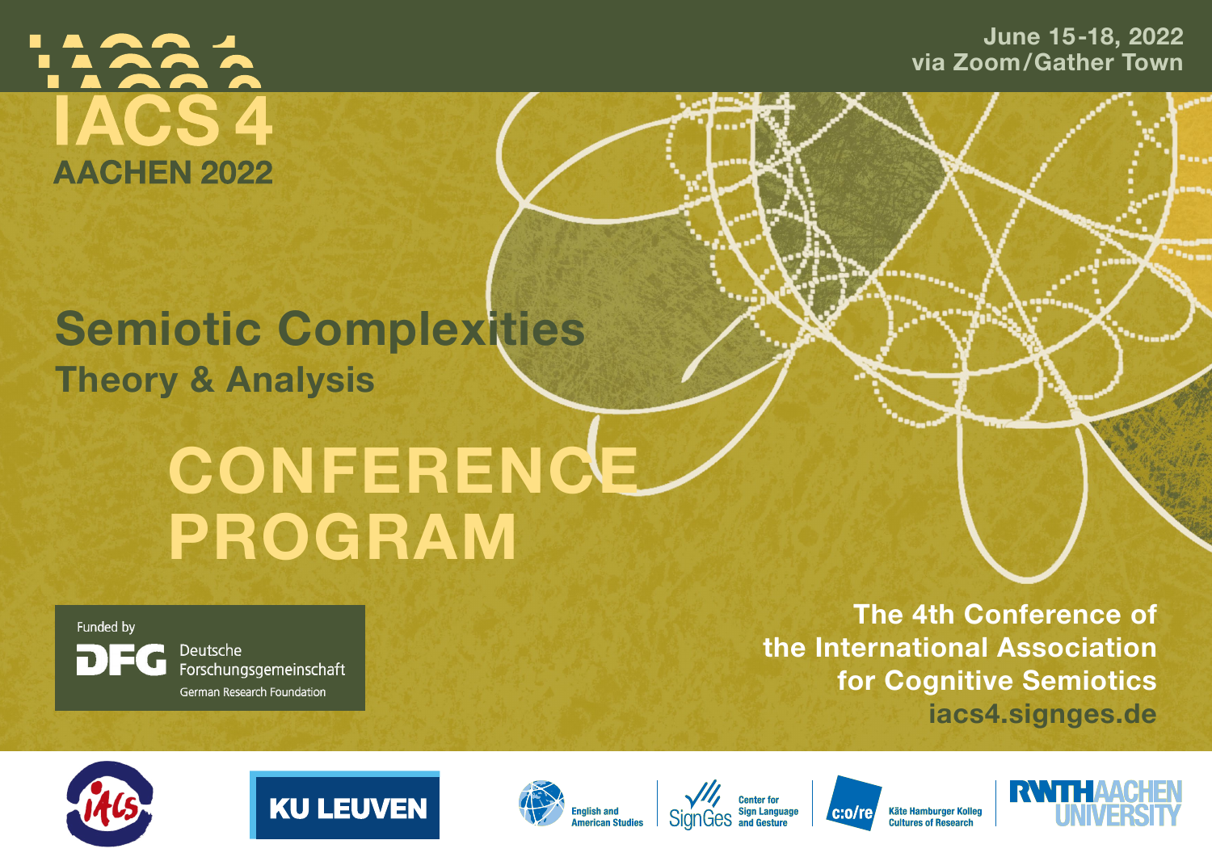# IACS 4

## AACHEN 2022

June 15-18, 2022
via Zoom/Gather Town

# Semiotic Complexities

## Theory & Analysis

# CONFERENCE PROGRAM

Funded by
DFG Deutsche Forschungsgemeinschaft
German Research Foundation

**The 4th Conference of the International Association for Cognitive Semiotics**
**iacs4.signges.de**

IACS · KU LEUVEN · English and American Studies · SignGes Center for Sign Language and Gesture · c:o/re Käte Hamburger Kolleg Cultures of Research · RWTH AACHEN UNIVERSITY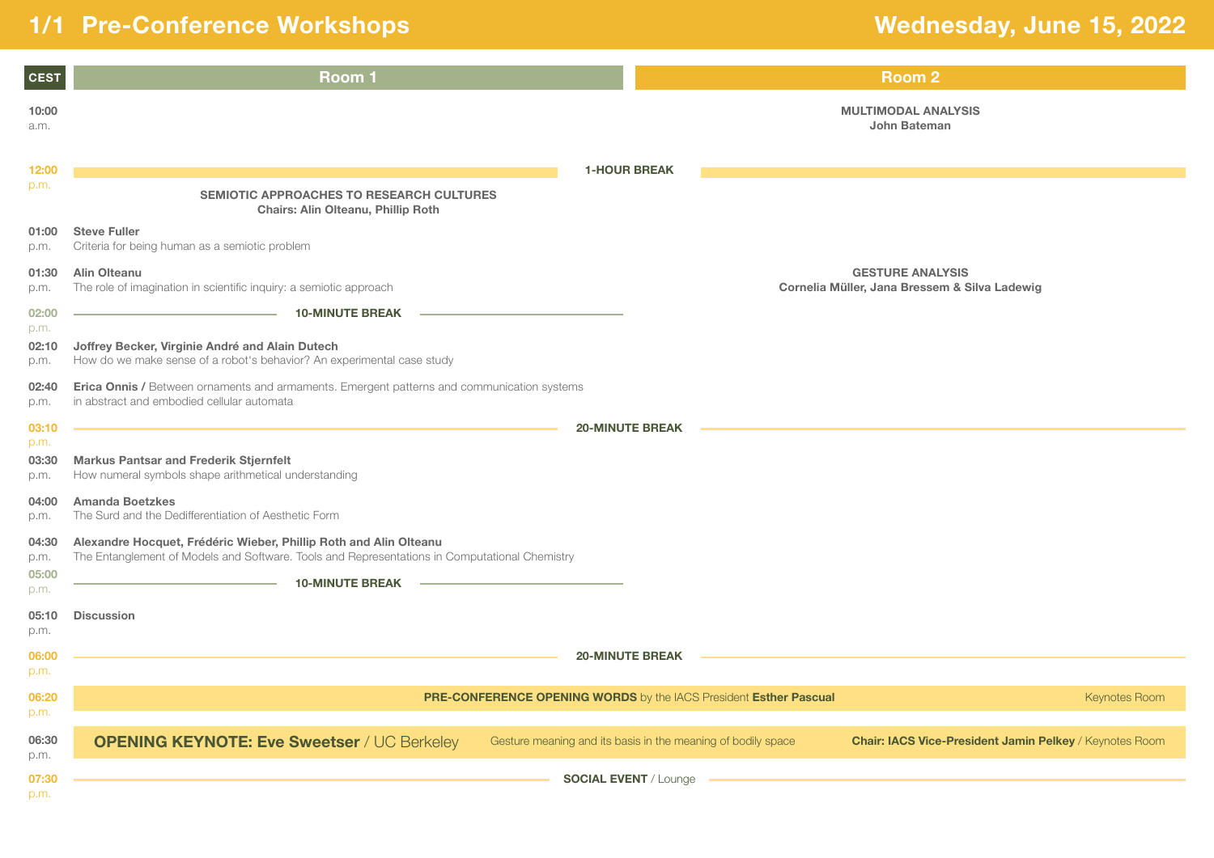# Pre-Conference Workshops

## Wednesday, June 15, 2022

| CEST | Room 1 | Room 2 |
|---|---|---|
| 10:00 a.m. | | **MULTIMODAL ANALYSIS**<br>**John Bateman** |
| 12:00 p.m. | **1-HOUR BREAK** | |
| | **SEMIOTIC APPROACHES TO RESEARCH CULTURES**<br>**Chairs: Alin Olteanu, Phillip Roth** | |
| 01:00 p.m. | **Steve Fuller**<br>Criteria for being human as a semiotic problem | |
| 01:30 p.m. | **Alin Olteanu**<br>The role of imagination in scientific inquiry: a semiotic approach | **GESTURE ANALYSIS**<br>**Cornelia Müller, Jana Bressem & Silva Ladewig** |
| 02:00 p.m. | **10-MINUTE BREAK** | |
| 02:10 p.m. | **Joffrey Becker, Virginie André and Alain Dutech**<br>How do we make sense of a robot's behavior? An experimental case study | |
| 02:40 p.m. | **Erica Onnis /** Between ornaments and armaments. Emergent patterns and communication systems in abstract and embodied cellular automata | |
| 03:10 p.m. | **20-MINUTE BREAK** | |
| 03:30 p.m. | **Markus Pantsar and Frederik Stjernfelt**<br>How numeral symbols shape arithmetical understanding | |
| 04:00 p.m. | **Amanda Boetzkes**<br>The Surd and the Dedifferentiation of Aesthetic Form | |
| 04:30 p.m. | **Alexandre Hocquet, Frédéric Wieber, Phillip Roth and Alin Olteanu**<br>The Entanglement of Models and Software. Tools and Representations in Computational Chemistry | |
| 05:00 p.m. | **10-MINUTE BREAK** | |
| 05:10 p.m. | **Discussion** | |
| 06:00 p.m. | **20-MINUTE BREAK** | |
| 06:20 p.m. | **PRE-CONFERENCE OPENING WORDS** by the IACS President **Esther Pascual** / Keynotes Room | |
| 06:30 p.m. | **OPENING KEYNOTE: Eve Sweetser** / UC Berkeley — Gesture meaning and its basis in the meaning of bodily space — **Chair: IACS Vice-President Jamin Pelkey** / Keynotes Room | |
| 07:30 p.m. | **SOCIAL EVENT** / Lounge | |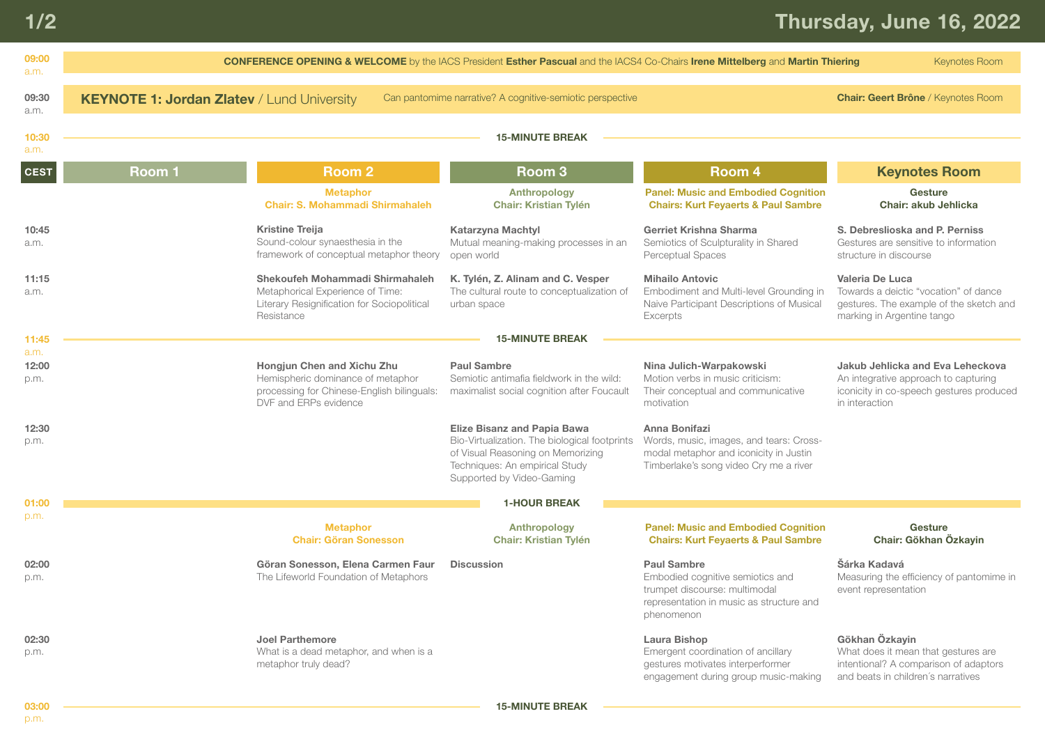# Thursday, June 16, 2022

**09:00 a.m.** — **CONFERENCE OPENING & WELCOME** by the IACS President **Esther Pascual** and the IACS4 Co-Chairs **Irene Mittelberg** and **Martin Thiering** — Keynotes Room

**09:30 a.m.** — **KEYNOTE 1: Jordan Zlatev** / Lund University — Can pantomime narrative? A cognitive-semiotic perspective — **Chair: Geert Brône** / Keynotes Room

**10:30 a.m.** — **15-MINUTE BREAK**

| CEST | Room 1 | Room 2 | Room 3 | Room 4 | Keynotes Room |
|---|---|---|---|---|---|
| | | **Metaphor** Chair: S. Mohammadi Shirmahaleh | **Anthropology** Chair: Kristian Tylén | **Panel: Music and Embodied Cognition** Chairs: Kurt Feyaerts & Paul Sambre | **Gesture** Chair: akub Jehlicka |
| 10:45 a.m. | | **Kristine Treija** Sound-colour synaesthesia in the framework of conceptual metaphor theory | **Katarzyna Machtyl** Mutual meaning-making processes in an open world | **Gerriet Krishna Sharma** Semiotics of Sculpturality in Shared Perceptual Spaces | **S. Debreslioska and P. Perniss** Gestures are sensitive to information structure in discourse |
| 11:15 a.m. | | **Shekoufeh Mohammadi Shirmahaleh** Metaphorical Experience of Time: Literary Resignification for Sociopolitical Resistance | **K. Tylén, Z. Alinam and C. Vesper** The cultural route to conceptualization of urban space | **Mihailo Antovic** Embodiment and Multi-level Grounding in Naive Participant Descriptions of Musical Excerpts | **Valeria De Luca** Towards a deictic "vocation" of dance gestures. The example of the sketch and marking in Argentine tango |
| 11:45 a.m. | **15-MINUTE BREAK** | | | | |
| 12:00 p.m. | | **Hongjun Chen and Xichu Zhu** Hemispheric dominance of metaphor processing for Chinese-English bilinguals: DVF and ERPs evidence | **Paul Sambre** Semiotic antimafia fieldwork in the wild: maximalist social cognition after Foucault | **Nina Julich-Warpakowski** Motion verbs in music criticism: Their conceptual and communicative motivation | **Jakub Jehlicka and Eva Leheckova** An integrative approach to capturing iconicity in co-speech gestures produced in interaction |
| 12:30 p.m. | | | **Elize Bisanz and Papia Bawa** Bio-Virtualization. The biological footprints of Visual Reasoning on Memorizing Techniques: An empirical Study Supported by Video-Gaming | **Anna Bonifazi** Words, music, images, and tears: Cross-modal metaphor and iconicity in Justin Timberlake's song video Cry me a river | |
| 01:00 p.m. | **1-HOUR BREAK** | | | | |
| | | **Metaphor** Chair: Göran Sonesson | **Anthropology** Chair: Kristian Tylén | **Panel: Music and Embodied Cognition** Chairs: Kurt Feyaerts & Paul Sambre | **Gesture** Chair: Gökhan Özkayin |
| 02:00 p.m. | | **Göran Sonesson, Elena Carmen Faur** The Lifeworld Foundation of Metaphors | **Discussion** | **Paul Sambre** Embodied cognitive semiotics and trumpet discourse: multimodal representation in music as structure and phenomenon | **Šárka Kadavá** Measuring the efficiency of pantomime in event representation |
| 02:30 p.m. | | **Joel Parthemore** What is a dead metaphor, and when is a metaphor truly dead? | | **Laura Bishop** Emergent coordination of ancillary gestures motivates interperformer engagement during group music-making | **Gökhan Özkayin** What does it mean that gestures are intentional? A comparison of adaptors and beats in children's narratives |
| 03:00 p.m. | **15-MINUTE BREAK** | | | | |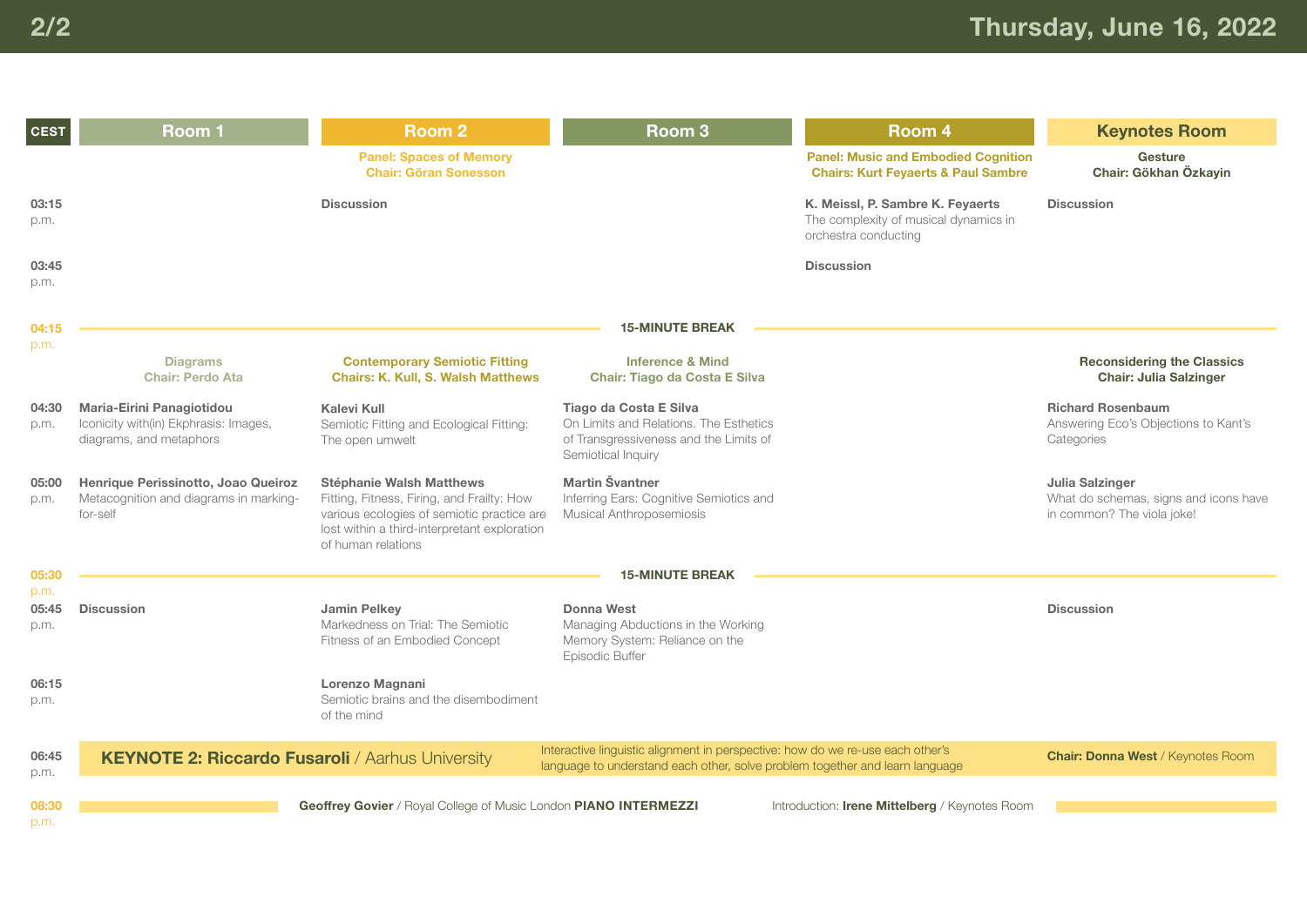# Thursday, June 16, 2022

| CEST | Room 1 | Room 2 | Room 3 | Room 4 | Keynotes Room |
|---|---|---|---|---|---|
| | | **Panel: Spaces of Memory** Chair: Göran Sonesson | | **Panel: Music and Embodied Cognition** Chairs: Kurt Feyaerts & Paul Sambre | **Gesture** Chair: Gökhan Özkayin |
| 03:15 p.m. | | **Discussion** | | **K. Meissl, P. Sambre K. Feyaerts** The complexity of musical dynamics in orchestra conducting | **Discussion** |
| 03:45 p.m. | | | | **Discussion** | |
| 04:15 p.m. | **15-MINUTE BREAK** | | | | |
| | **Diagrams** Chair: Perdo Ata | **Contemporary Semiotic Fitting** Chairs: K. Kull, S. Walsh Matthews | **Inference & Mind** Chair: Tiago da Costa E Silva | | **Reconsidering the Classics** Chair: Julia Salzinger |
| 04:30 p.m. | **Maria-Eirini Panagiotidou** Iconicity with(in) Ekphrasis: Images, diagrams, and metaphors | **Kalevi Kull** Semiotic Fitting and Ecological Fitting: The open umwelt | **Tiago da Costa E Silva** On Limits and Relations. The Esthetics of Transgressiveness and the Limits of Semiotical Inquiry | | **Richard Rosenbaum** Answering Eco's Objections to Kant's Categories |
| 05:00 p.m. | **Henrique Perissinotto, Joao Queiroz** Metacognition and diagrams in marking-for-self | **Stéphanie Walsh Matthews** Fitting, Fitness, Firing, and Frailty: How various ecologies of semiotic practice are lost within a third-interpretant exploration of human relations | **Martin Švantner** Inferring Ears: Cognitive Semiotics and Musical Anthroposemiosis | | **Julia Salzinger** What do schemas, signs and icons have in common? The viola joke! |
| 05:30 p.m. | **15-MINUTE BREAK** | | | | |
| 05:45 p.m. | **Discussion** | **Jamin Pelkey** Markedness on Trial: The Semiotic Fitness of an Embodied Concept | **Donna West** Managing Abductions in the Working Memory System: Reliance on the Episodic Buffer | | **Discussion** |
| 06:15 p.m. | | **Lorenzo Magnani** Semiotic brains and the disembodiment of the mind | | | |
| 06:45 p.m. | **KEYNOTE 2: Riccardo Fusaroli** / Aarhus University — Interactive linguistic alignment in perspective: how do we re-use each other's language to understand each other, solve problem together and learn language — **Chair: Donna West** / Keynotes Room | | | | |
| 08:30 p.m. | **Geoffrey Govier** / Royal College of Music London **PIANO INTERMEZZI** — Introduction: **Irene Mittelberg** / Keynotes Room | | | | |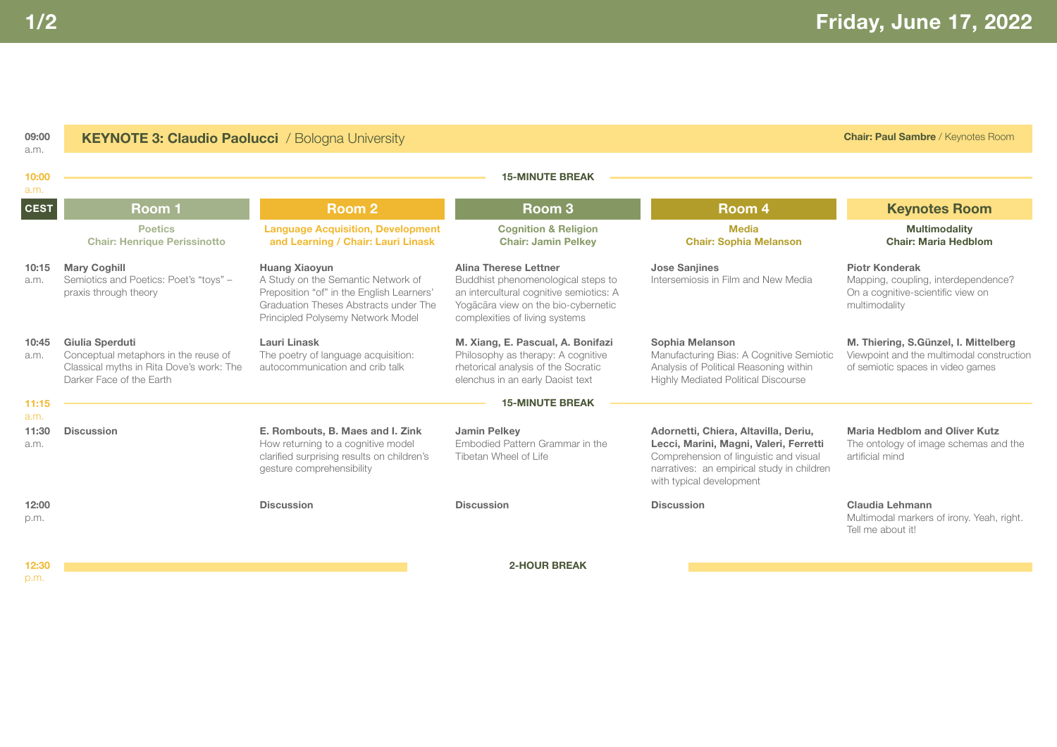## Friday, June 17, 2022

**09:00 a.m.** — **KEYNOTE 3: Claudio Paolucci** / Bologna University — **Chair: Paul Sambre** / Keynotes Room

**10:00 a.m.** — **15-MINUTE BREAK**

| CEST | Room 1 | Room 2 | Room 3 | Room 4 | Keynotes Room |
|---|---|---|---|---|---|
| | **Poetics** Chair: Henrique Perissinotto | **Language Acquisition, Development and Learning / Chair: Lauri Linask** | **Cognition & Religion** Chair: Jamin Pelkey | **Media** Chair: Sophia Melanson | **Multimodality** Chair: Maria Hedblom |
| 10:15 a.m. | **Mary Coghill** Semiotics and Poetics: Poet's "toys" – praxis through theory | **Huang Xiaoyun** A Study on the Semantic Network of Preposition "of" in the English Learners' Graduation Theses Abstracts under The Principled Polysemy Network Model | **Alina Therese Lettner** Buddhist phenomenological steps to an intercultural cognitive semiotics: A Yogācāra view on the bio-cybernetic complexities of living systems | **Jose Sanjines** Intersemiosis in Film and New Media | **Piotr Konderak** Mapping, coupling, interdependence? On a cognitive-scientific view on multimodality |
| 10:45 a.m. | **Giulia Sperduti** Conceptual metaphors in the reuse of Classical myths in Rita Dove's work: The Darker Face of the Earth | **Lauri Linask** The poetry of language acquisition: autocommunication and crib talk | **M. Xiang, E. Pascual, A. Bonifazi** Philosophy as therapy: A cognitive rhetorical analysis of the Socratic elenchus in an early Daoist text | **Sophia Melanson** Manufacturing Bias: A Cognitive Semiotic Analysis of Political Reasoning within Highly Mediated Political Discourse | **M. Thiering, S.Günzel, I. Mittelberg** Viewpoint and the multimodal construction of semiotic spaces in video games |
| 11:15 a.m. | **15-MINUTE BREAK** | | | | |
| 11:30 a.m. | **Discussion** | **E. Rombouts, B. Maes and I. Zink** How returning to a cognitive model clarified surprising results on children's gesture comprehensibility | **Jamin Pelkey** Embodied Pattern Grammar in the Tibetan Wheel of Life | **Adornetti, Chiera, Altavilla, Deriu, Lecci, Marini, Magni, Valeri, Ferretti** Comprehension of linguistic and visual narratives: an empirical study in children with typical development | **Maria Hedblom and Oliver Kutz** The ontology of image schemas and the artificial mind |
| 12:00 p.m. | | **Discussion** | **Discussion** | **Discussion** | **Claudia Lehmann** Multimodal markers of irony. Yeah, right. Tell me about it! |

**12:30 p.m.** — **2-HOUR BREAK**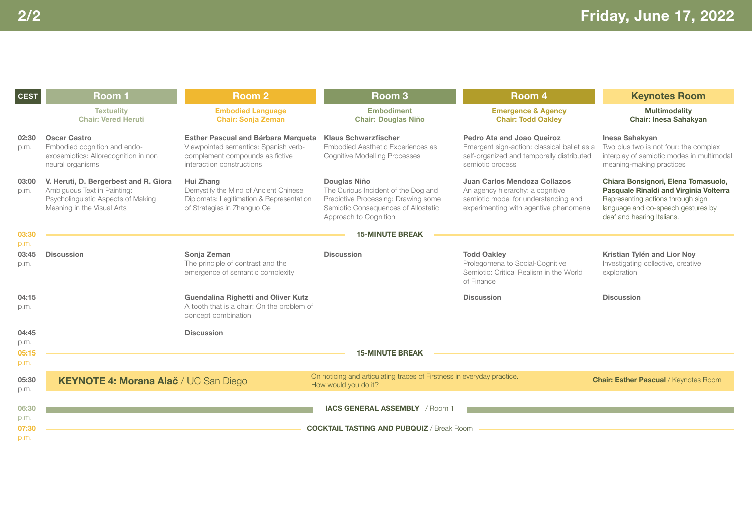## Friday, June 17, 2022

| CEST | Room 1 | Room 2 | Room 3 | Room 4 | Keynotes Room |
|---|---|---|---|---|---|
| | Textuality<br>Chair: Vered Heruti | Embodied Language<br>Chair: Sonja Zeman | Embodiment<br>Chair: Douglas Niño | Emergence & Agency<br>Chair: Todd Oakley | Multimodality<br>Chair: Inesa Sahakyan |
| 02:30 p.m. | **Oscar Castro**<br>Embodied cognition and endo-exosemiotics: Allorecognition in non neural organisms | **Esther Pascual and Bárbara Marqueta**<br>Viewpointed semantics: Spanish verb-complement compounds as fictive interaction constructions | **Klaus Schwarzfischer**<br>Embodied Aesthetic Experiences as Cognitive Modelling Processes | **Pedro Ata and Joao Queiroz**<br>Emergent sign-action: classical ballet as a self-organized and temporally distributed semiotic process | **Inesa Sahakyan**<br>Two plus two is not four: the complex interplay of semiotic modes in multimodal meaning-making practices |
| 03:00 p.m. | **V. Heruti, D. Bergerbest and R. Giora**<br>Ambiguous Text in Painting: Psycholinguistic Aspects of Making Meaning in the Visual Arts | **Hui Zhang**<br>Demystify the Mind of Ancient Chinese Diplomats: Legitimation & Representation of Strategies in Zhanguo Ce | **Douglas Niño**<br>The Curious Incident of the Dog and Predictive Processing: Drawing some Semiotic Consequences of Allostatic Approach to Cognition | **Juan Carlos Mendoza Collazos**<br>An agency hierarchy: a cognitive semiotic model for understanding and experimenting with agentive phenomena | **Chiara Bonsignori, Elena Tomasuolo, Pasquale Rinaldi and Virginia Volterra**<br>Representing actions through sign language and co-speech gestures by deaf and hearing Italians. |
| 03:30 p.m. | **15-MINUTE BREAK** | | | | |
| 03:45 p.m. | **Discussion** | **Sonja Zeman**<br>The principle of contrast and the emergence of semantic complexity | **Discussion** | **Todd Oakley**<br>Prolegomena to Social-Cognitive Semiotic: Critical Realism in the World of Finance | **Kristian Tylén and Lior Noy**<br>Investigating collective, creative exploration |
| 04:15 p.m. | | **Guendalina Righetti and Oliver Kutz**<br>A tooth that is a chair: On the problem of concept combination | | **Discussion** | **Discussion** |
| 04:45 p.m. | | **Discussion** | | | |
| 05:15 p.m. | **15-MINUTE BREAK** | | | | |
| 05:30 p.m. | **KEYNOTE 4: Morana Alač** / UC San Diego | On noticing and articulating traces of Firstness in everyday practice. How would you do it? | | **Chair: Esther Pascual** / Keynotes Room | |
| 06:30 p.m. | **IACS GENERAL ASSEMBLY** / Room 1 | | | | |
| 07:30 p.m. | **COCKTAIL TASTING AND PUBQUIZ** / Break Room | | | | |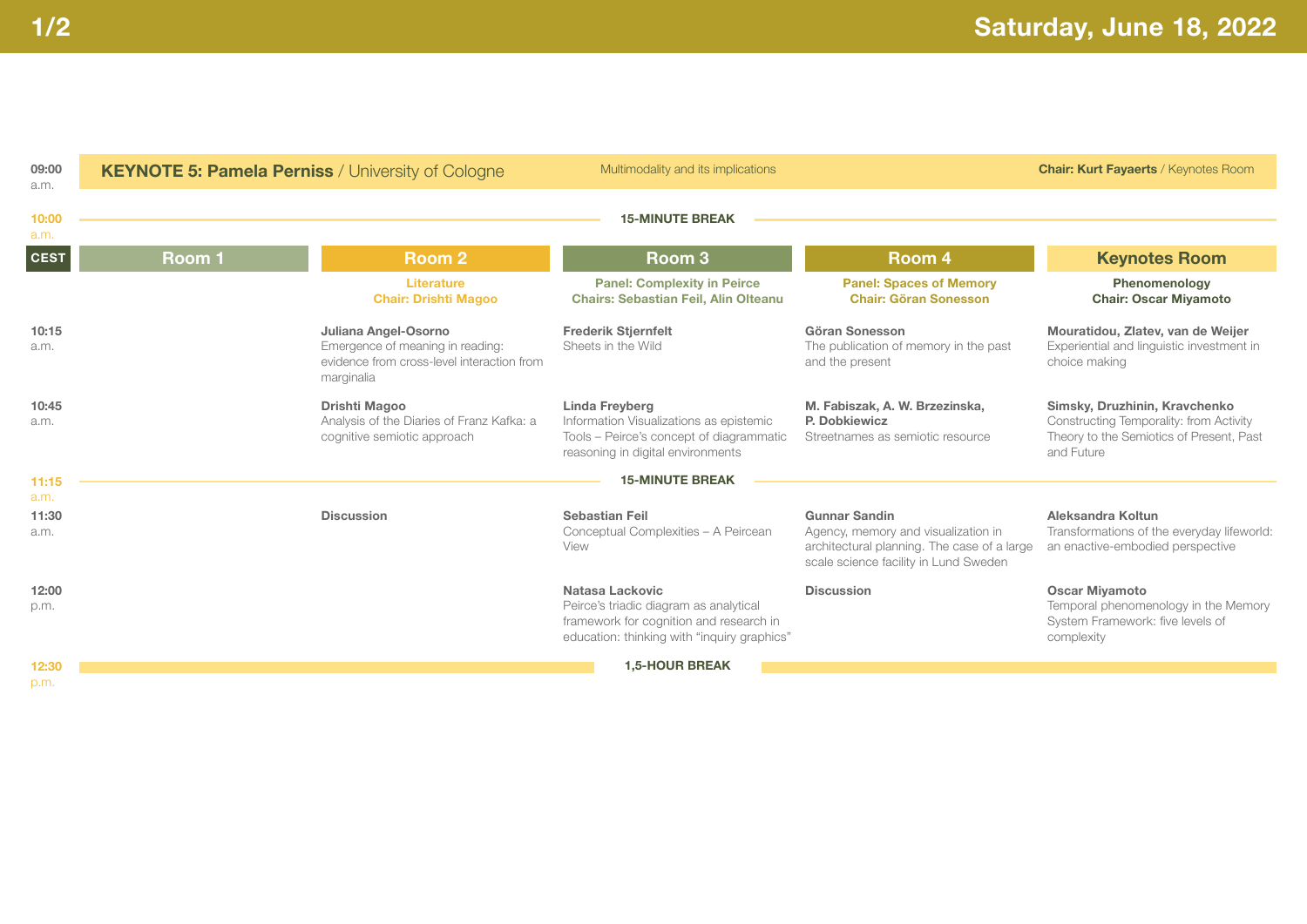## Saturday, June 18, 2022

**09:00 a.m.** — **KEYNOTE 5: Pamela Perniss** / University of Cologne — Multimodality and its implications — **Chair: Kurt Fayaerts** / Keynotes Room

**10:00 a.m.** — **15-MINUTE BREAK**

| CEST | Room 1 | Room 2 | Room 3 | Room 4 | Keynotes Room |
|---|---|---|---|---|---|
| | | **Literature** **Chair: Drishti Magoo** | **Panel: Complexity in Peirce** **Chairs: Sebastian Feil, Alin Olteanu** | **Panel: Spaces of Memory** **Chair: Göran Sonesson** | **Phenomenology** **Chair: Oscar Miyamoto** |
| 10:15 a.m. | | **Juliana Angel-Osorno** Emergence of meaning in reading: evidence from cross-level interaction from marginalia | **Frederik Stjernfelt** Sheets in the Wild | **Göran Sonesson** The publication of memory in the past and the present | **Mouratidou, Zlatev, van de Weijer** Experiential and linguistic investment in choice making |
| 10:45 a.m. | | **Drishti Magoo** Analysis of the Diaries of Franz Kafka: a cognitive semiotic approach | **Linda Freyberg** Information Visualizations as epistemic Tools – Peirce's concept of diagrammatic reasoning in digital environments | **M. Fabiszak, A. W. Brzezinska, P. Dobkiewicz** Streetnames as semiotic resource | **Simsky, Druzhinin, Kravchenko** Constructing Temporality: from Activity Theory to the Semiotics of Present, Past and Future |
| 11:15 a.m. | **15-MINUTE BREAK** | | | | |
| 11:30 a.m. | | **Discussion** | **Sebastian Feil** Conceptual Complexities – A Peircean View | **Gunnar Sandin** Agency, memory and visualization in architectural planning. The case of a large scale science facility in Lund Sweden | **Aleksandra Koltun** Transformations of the everyday lifeworld: an enactive-embodied perspective |
| 12:00 p.m. | | | **Natasa Lackovic** Peirce's triadic diagram as analytical framework for cognition and research in education: thinking with "inquiry graphics" | **Discussion** | **Oscar Miyamoto** Temporal phenomenology in the Memory System Framework: five levels of complexity |

**12:30 p.m.** — **1,5-HOUR BREAK**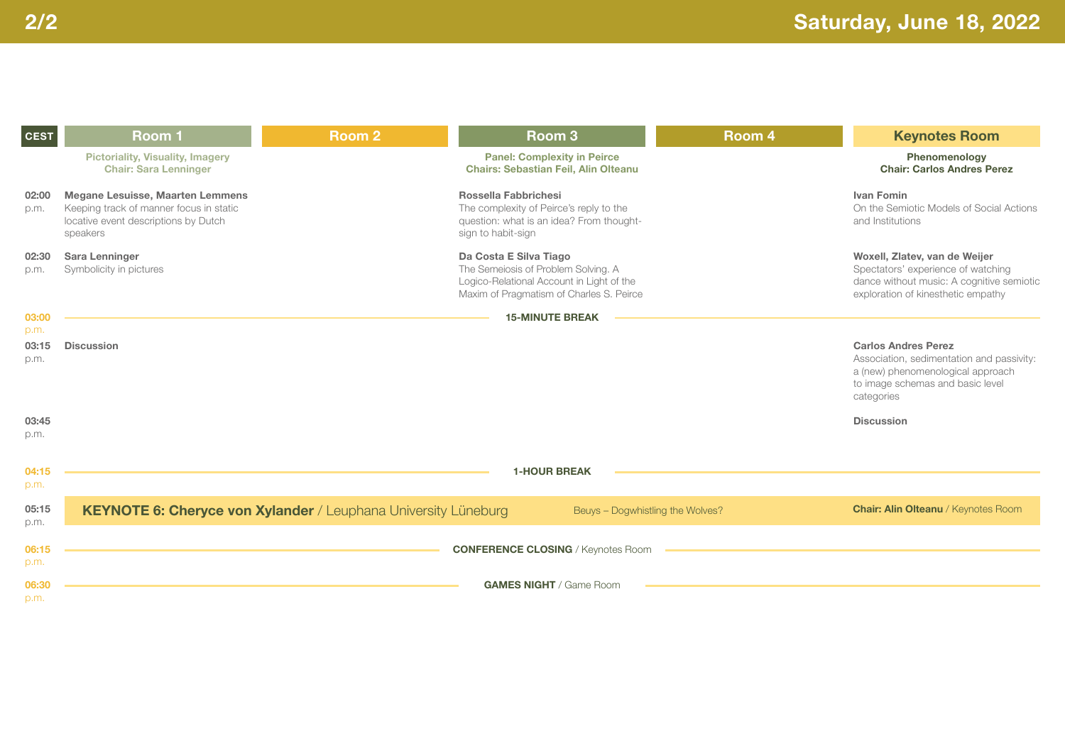## Saturday, June 18, 2022

| CEST | Room 1 | Room 2 | Room 3 | Room 4 | Keynotes Room |
|---|---|---|---|---|---|
| | **Pictoriality, Visuality, Imagery**<br>**Chair: Sara Lenninger** | | **Panel: Complexity in Peirce**<br>**Chairs: Sebastian Feil, Alin Olteanu** | | **Phenomenology**<br>**Chair: Carlos Andres Perez** |
| **02:00 p.m.** | **Megane Lesuisse, Maarten Lemmens**<br>Keeping track of manner focus in static locative event descriptions by Dutch speakers | | **Rossella Fabbrichesi**<br>The complexity of Peirce's reply to the question: what is an idea? From thought-sign to habit-sign | | **Ivan Fomin**<br>On the Semiotic Models of Social Actions and Institutions |
| **02:30 p.m.** | **Sara Lenninger**<br>Symbolicity in pictures | | **Da Costa E Silva Tiago**<br>The Semeiosis of Problem Solving. A Logico-Relational Account in Light of the Maxim of Pragmatism of Charles S. Peirce | | **Woxell, Zlatev, van de Weijer**<br>Spectators' experience of watching dance without music: A cognitive semiotic exploration of kinesthetic empathy |
| **03:00 p.m.** | **15-MINUTE BREAK** | | | | |
| **03:15 p.m.** | **Discussion** | | | | **Carlos Andres Perez**<br>Association, sedimentation and passivity: a (new) phenomenological approach to image schemas and basic level categories |
| **03:45 p.m.** | | | | | **Discussion** |
| **04:15 p.m.** | **1-HOUR BREAK** | | | | |
| **05:15 p.m.** | **KEYNOTE 6: Cheryce von Xylander** / Leuphana University Lüneburg — Beuys – Dogwhistling the Wolves? — **Chair: Alin Olteanu** / Keynotes Room | | | | |
| **06:15 p.m.** | **CONFERENCE CLOSING** / Keynotes Room | | | | |
| **06:30 p.m.** | **GAMES NIGHT** / Game Room | | | | |